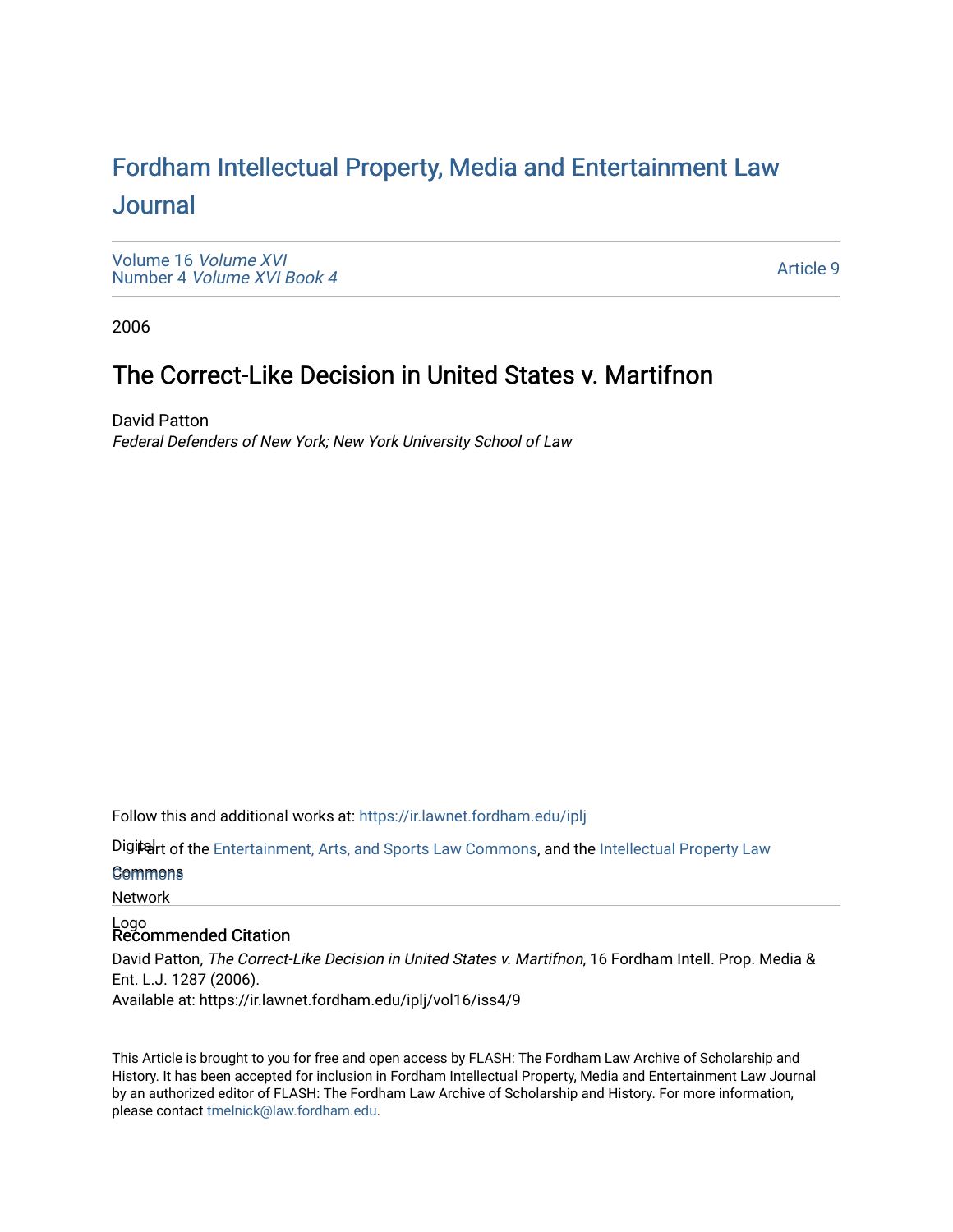# Fordham Intellectual Property, Media and Entertainment Law Journal

Volume 16 *Volume XVI*
Number 4 *Volume XVI Book 4*

Article 9

2006

## The Correct-Like Decision in United States v. Martifnon

David Patton
*Federal Defenders of New York; New York University School of Law*

Follow this and additional works at: https://ir.lawnet.fordham.edu/iplj

Part of the Entertainment, Arts, and Sports Law Commons, and the Intellectual Property Law Commons

### Recommended Citation

David Patton, *The Correct-Like Decision in United States v. Martifnon*, 16 Fordham Intell. Prop. Media & Ent. L.J. 1287 (2006).
Available at: https://ir.lawnet.fordham.edu/iplj/vol16/iss4/9

This Article is brought to you for free and open access by FLASH: The Fordham Law Archive of Scholarship and History. It has been accepted for inclusion in Fordham Intellectual Property, Media and Entertainment Law Journal by an authorized editor of FLASH: The Fordham Law Archive of Scholarship and History. For more information, please contact tmelnick@law.fordham.edu.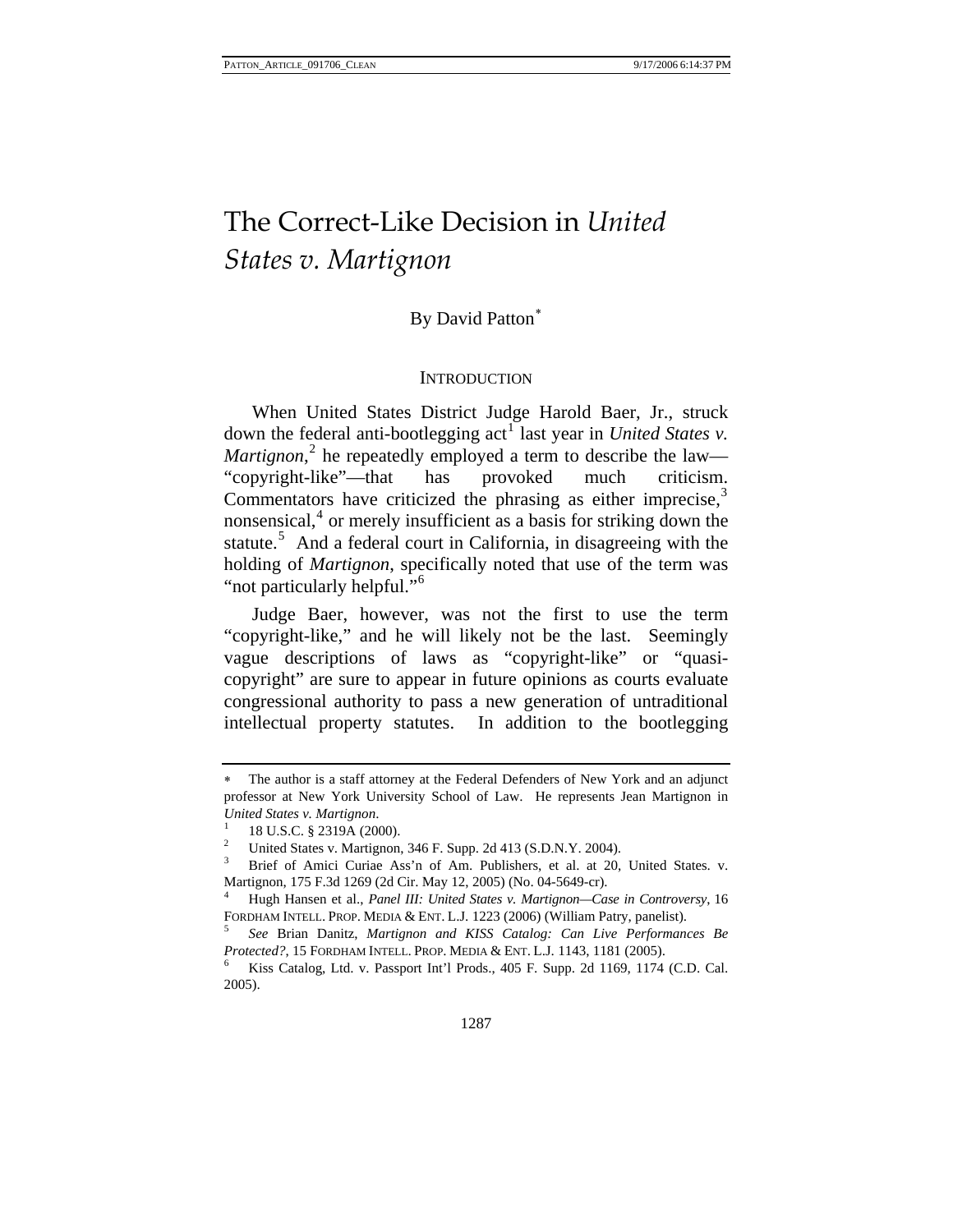# The Correct-Like Decision in *United States v. Martignon*

By David Patton*

## INTRODUCTION

When United States District Judge Harold Baer, Jr., struck down the federal anti-bootlegging act[1] last year in *United States v. Martignon*,[2] he repeatedly employed a term to describe the law—"copyright-like"—that has provoked much criticism. Commentators have criticized the phrasing as either imprecise,[3] nonsensical,[4] or merely insufficient as a basis for striking down the statute.[5] And a federal court in California, in disagreeing with the holding of *Martignon*, specifically noted that use of the term was "not particularly helpful."[6]

Judge Baer, however, was not the first to use the term "copyright-like," and he will likely not be the last. Seemingly vague descriptions of laws as "copyright-like" or "quasi-copyright" are sure to appear in future opinions as courts evaluate congressional authority to pass a new generation of untraditional intellectual property statutes. In addition to the bootlegging

---

\* The author is a staff attorney at the Federal Defenders of New York and an adjunct professor at New York University School of Law. He represents Jean Martignon in *United States v. Martignon*.

[1] 18 U.S.C. § 2319A (2000).

[2] United States v. Martignon, 346 F. Supp. 2d 413 (S.D.N.Y. 2004).

[3] Brief of Amici Curiae Ass'n of Am. Publishers, et al. at 20, United States. v. Martignon, 175 F.3d 1269 (2d Cir. May 12, 2005) (No. 04-5649-cr).

[4] Hugh Hansen et al., *Panel III: United States v. Martignon—Case in Controversy*, 16 FORDHAM INTELL. PROP. MEDIA & ENT. L.J. 1223 (2006) (William Patry, panelist).

[5] *See* Brian Danitz, *Martignon and KISS Catalog: Can Live Performances Be Protected?*, 15 FORDHAM INTELL. PROP. MEDIA & ENT. L.J. 1143, 1181 (2005).

[6] Kiss Catalog, Ltd. v. Passport Int'l Prods., 405 F. Supp. 2d 1169, 1174 (C.D. Cal. 2005).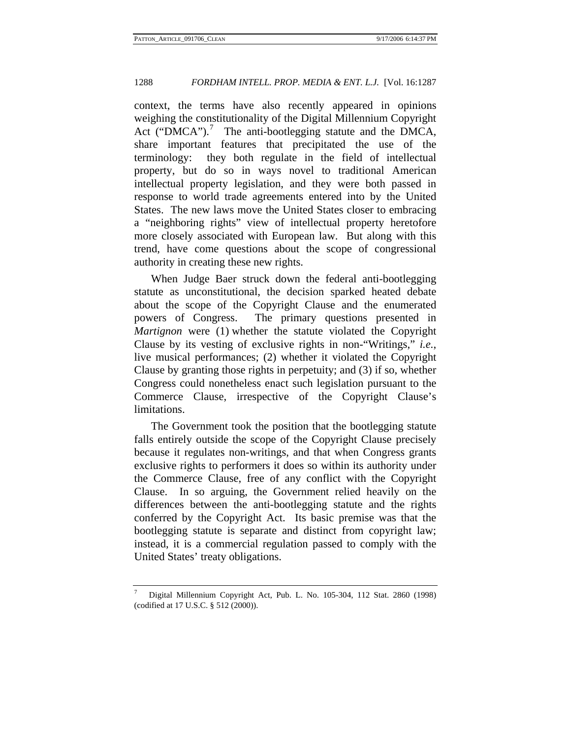context, the terms have also recently appeared in opinions weighing the constitutionality of the Digital Millennium Copyright Act ("DMCA").[7] The anti-bootlegging statute and the DMCA, share important features that precipitated the use of the terminology: they both regulate in the field of intellectual property, but do so in ways novel to traditional American intellectual property legislation, and they were both passed in response to world trade agreements entered into by the United States. The new laws move the United States closer to embracing a "neighboring rights" view of intellectual property heretofore more closely associated with European law. But along with this trend, have come questions about the scope of congressional authority in creating these new rights.

When Judge Baer struck down the federal anti-bootlegging statute as unconstitutional, the decision sparked heated debate about the scope of the Copyright Clause and the enumerated powers of Congress. The primary questions presented in *Martignon* were (1) whether the statute violated the Copyright Clause by its vesting of exclusive rights in non-"Writings," *i.e.*, live musical performances; (2) whether it violated the Copyright Clause by granting those rights in perpetuity; and (3) if so, whether Congress could nonetheless enact such legislation pursuant to the Commerce Clause, irrespective of the Copyright Clause's limitations.

The Government took the position that the bootlegging statute falls entirely outside the scope of the Copyright Clause precisely because it regulates non-writings, and that when Congress grants exclusive rights to performers it does so within its authority under the Commerce Clause, free of any conflict with the Copyright Clause. In so arguing, the Government relied heavily on the differences between the anti-bootlegging statute and the rights conferred by the Copyright Act. Its basic premise was that the bootlegging statute is separate and distinct from copyright law; instead, it is a commercial regulation passed to comply with the United States' treaty obligations.

---

[7] Digital Millennium Copyright Act, Pub. L. No. 105-304, 112 Stat. 2860 (1998) (codified at 17 U.S.C. § 512 (2000)).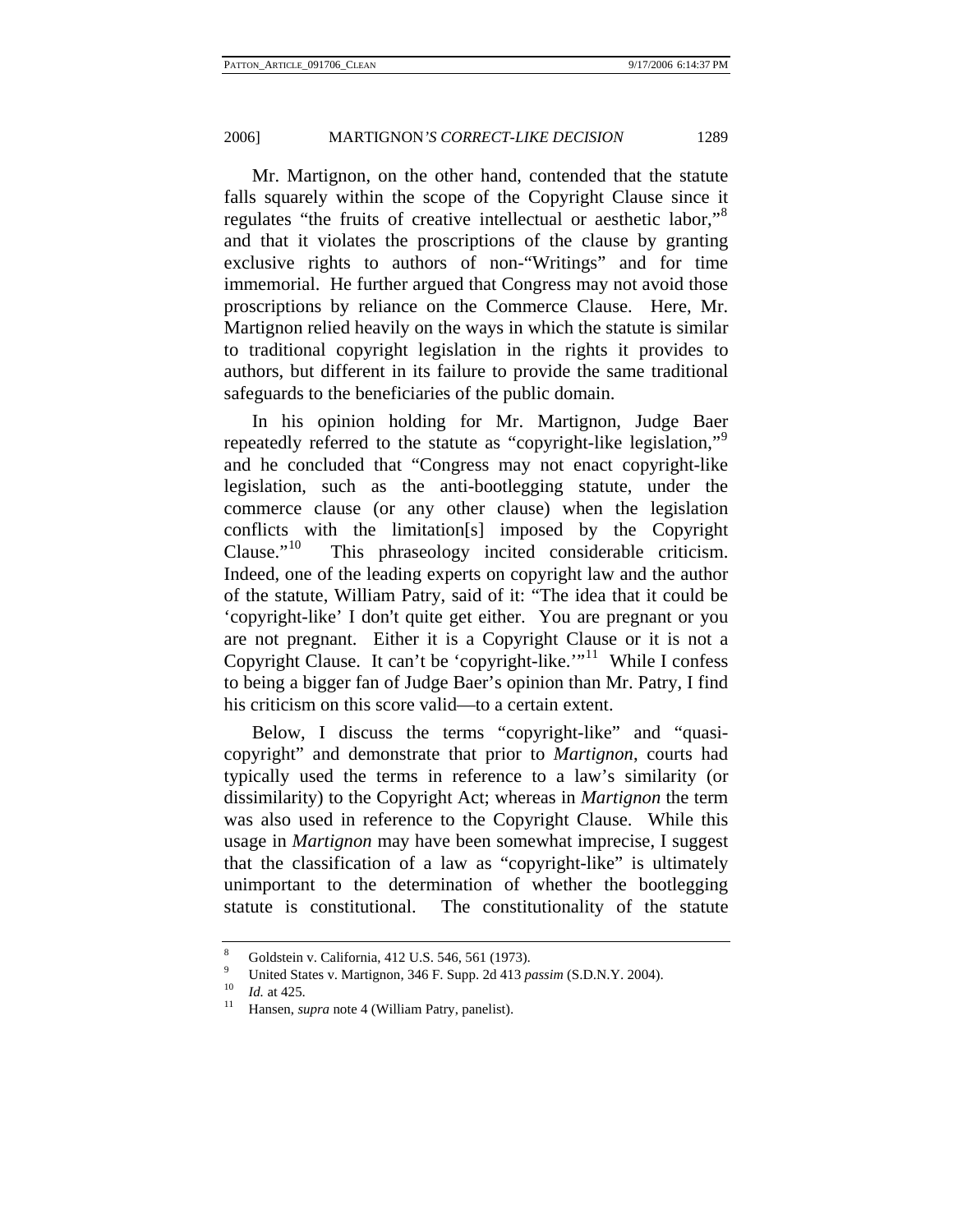Mr. Martignon, on the other hand, contended that the statute falls squarely within the scope of the Copyright Clause since it regulates "the fruits of creative intellectual or aesthetic labor,"[8] and that it violates the proscriptions of the clause by granting exclusive rights to authors of non-"Writings" and for time immemorial. He further argued that Congress may not avoid those proscriptions by reliance on the Commerce Clause. Here, Mr. Martignon relied heavily on the ways in which the statute is similar to traditional copyright legislation in the rights it provides to authors, but different in its failure to provide the same traditional safeguards to the beneficiaries of the public domain.

In his opinion holding for Mr. Martignon, Judge Baer repeatedly referred to the statute as "copyright-like legislation,"[9] and he concluded that "Congress may not enact copyright-like legislation, such as the anti-bootlegging statute, under the commerce clause (or any other clause) when the legislation conflicts with the limitation[s] imposed by the Copyright Clause."[10] This phraseology incited considerable criticism. Indeed, one of the leading experts on copyright law and the author of the statute, William Patry, said of it: "The idea that it could be 'copyright-like' I don't quite get either. You are pregnant or you are not pregnant. Either it is a Copyright Clause or it is not a Copyright Clause. It can't be 'copyright-like.'"[11] While I confess to being a bigger fan of Judge Baer's opinion than Mr. Patry, I find his criticism on this score valid—to a certain extent.

Below, I discuss the terms "copyright-like" and "quasi-copyright" and demonstrate that prior to *Martignon*, courts had typically used the terms in reference to a law's similarity (or dissimilarity) to the Copyright Act; whereas in *Martignon* the term was also used in reference to the Copyright Clause. While this usage in *Martignon* may have been somewhat imprecise, I suggest that the classification of a law as "copyright-like" is ultimately unimportant to the determination of whether the bootlegging statute is constitutional. The constitutionality of the statute

---

[8] Goldstein v. California, 412 U.S. 546, 561 (1973).

[9] United States v. Martignon, 346 F. Supp. 2d 413 *passim* (S.D.N.Y. 2004).

[10] *Id.* at 425.

[11] Hansen, *supra* note 4 (William Patry, panelist).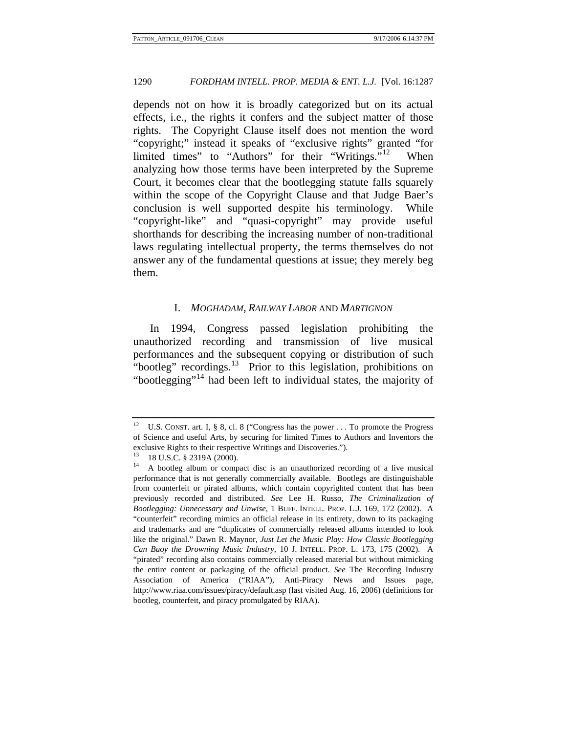depends not on how it is broadly categorized but on its actual effects, i.e., the rights it confers and the subject matter of those rights. The Copyright Clause itself does not mention the word "copyright;" instead it speaks of "exclusive rights" granted "for limited times" to "Authors" for their "Writings."[12] When analyzing how those terms have been interpreted by the Supreme Court, it becomes clear that the bootlegging statute falls squarely within the scope of the Copyright Clause and that Judge Baer's conclusion is well supported despite his terminology. While "copyright-like" and "quasi-copyright" may provide useful shorthands for describing the increasing number of non-traditional laws regulating intellectual property, the terms themselves do not answer any of the fundamental questions at issue; they merely beg them.

## I. *MOGHADAM*, *RAILWAY LABOR* AND *MARTIGNON*

In 1994, Congress passed legislation prohibiting the unauthorized recording and transmission of live musical performances and the subsequent copying or distribution of such "bootleg" recordings.[13] Prior to this legislation, prohibitions on "bootlegging"[14] had been left to individual states, the majority of

---

[12] U.S. CONST. art. I, § 8, cl. 8 ("Congress has the power . . . To promote the Progress of Science and useful Arts, by securing for limited Times to Authors and Inventors the exclusive Rights to their respective Writings and Discoveries.").

[13] 18 U.S.C. § 2319A (2000).

[14] A bootleg album or compact disc is an unauthorized recording of a live musical performance that is not generally commercially available. Bootlegs are distinguishable from counterfeit or pirated albums, which contain copyrighted content that has been previously recorded and distributed. *See* Lee H. Russo, *The Criminalization of Bootlegging: Unnecessary and Unwise*, 1 BUFF. INTELL. PROP. L.J. 169, 172 (2002). A "counterfeit" recording mimics an official release in its entirety, down to its packaging and trademarks and are "duplicates of commercially released albums intended to look like the original." Dawn R. Maynor, *Just Let the Music Play: How Classic Bootlegging Can Buoy the Drowning Music Industry*, 10 J. INTELL. PROP. L. 173, 175 (2002). A "pirated" recording also contains commercially released material but without mimicking the entire content or packaging of the official product. *See* The Recording Industry Association of America ("RIAA"), Anti-Piracy News and Issues page, http://www.riaa.com/issues/piracy/default.asp (last visited Aug. 16, 2006) (definitions for bootleg, counterfeit, and piracy promulgated by RIAA).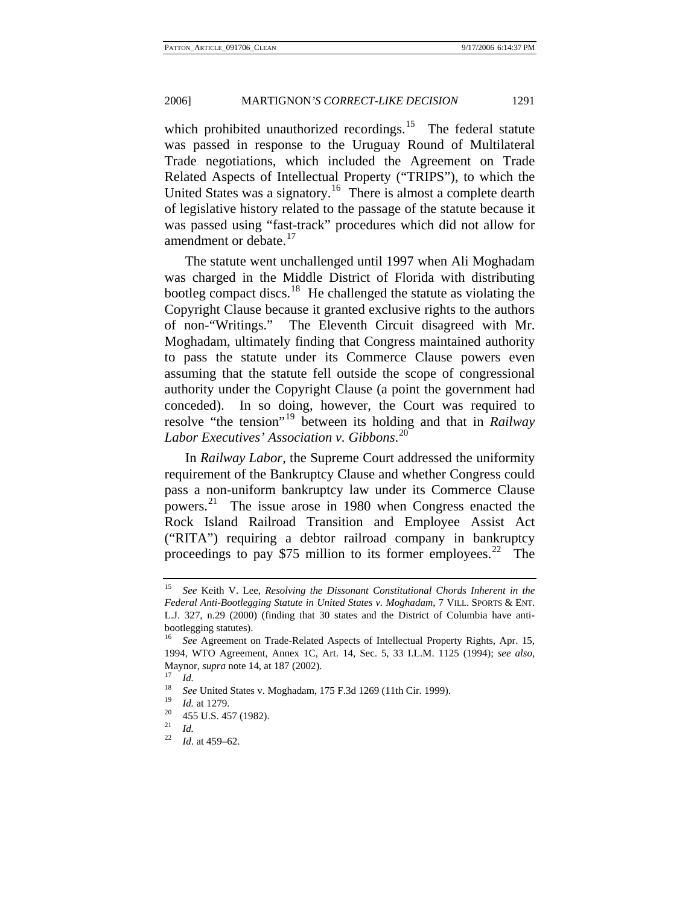which prohibited unauthorized recordings.[15] The federal statute was passed in response to the Uruguay Round of Multilateral Trade negotiations, which included the Agreement on Trade Related Aspects of Intellectual Property ("TRIPS"), to which the United States was a signatory.[16] There is almost a complete dearth of legislative history related to the passage of the statute because it was passed using "fast-track" procedures which did not allow for amendment or debate.[17]

The statute went unchallenged until 1997 when Ali Moghadam was charged in the Middle District of Florida with distributing bootleg compact discs.[18] He challenged the statute as violating the Copyright Clause because it granted exclusive rights to the authors of non-"Writings." The Eleventh Circuit disagreed with Mr. Moghadam, ultimately finding that Congress maintained authority to pass the statute under its Commerce Clause powers even assuming that the statute fell outside the scope of congressional authority under the Copyright Clause (a point the government had conceded). In so doing, however, the Court was required to resolve "the tension"[19] between its holding and that in *Railway Labor Executives' Association v. Gibbons*.[20]

In *Railway Labor*, the Supreme Court addressed the uniformity requirement of the Bankruptcy Clause and whether Congress could pass a non-uniform bankruptcy law under its Commerce Clause powers.[21] The issue arose in 1980 when Congress enacted the Rock Island Railroad Transition and Employee Assist Act ("RITA") requiring a debtor railroad company in bankruptcy proceedings to pay $75 million to its former employees.[22] The

---

[15] *See* Keith V. Lee, *Resolving the Dissonant Constitutional Chords Inherent in the Federal Anti-Bootlegging Statute in United States v. Moghadam*, 7 VILL. SPORTS & ENT. L.J. 327, n.29 (2000) (finding that 30 states and the District of Columbia have anti-bootlegging statutes).

[16] *See* Agreement on Trade-Related Aspects of Intellectual Property Rights, Apr. 15, 1994, WTO Agreement, Annex 1C, Art. 14, Sec. 5, 33 I.L.M. 1125 (1994); *see also*, Maynor, *supra* note 14, at 187 (2002).

[17] *Id.*

[18] *See* United States v. Moghadam, 175 F.3d 1269 (11th Cir. 1999).

[19] *Id.* at 1279.

[20] 455 U.S. 457 (1982).

[21] *Id.*

[22] *Id*. at 459–62.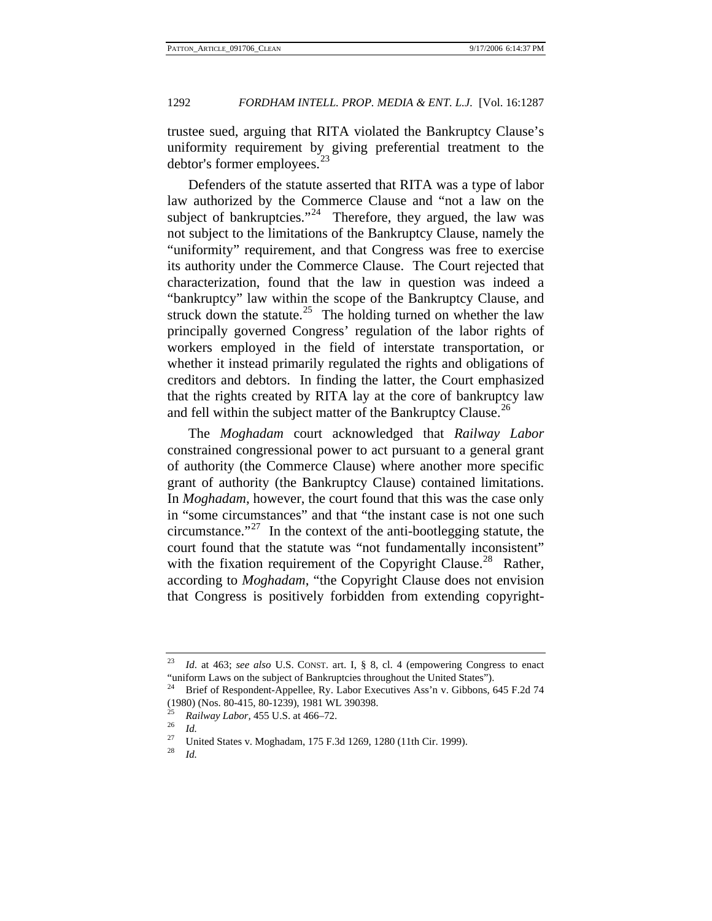trustee sued, arguing that RITA violated the Bankruptcy Clause's uniformity requirement by giving preferential treatment to the debtor's former employees.[23]

Defenders of the statute asserted that RITA was a type of labor law authorized by the Commerce Clause and "not a law on the subject of bankruptcies."[24] Therefore, they argued, the law was not subject to the limitations of the Bankruptcy Clause, namely the "uniformity" requirement, and that Congress was free to exercise its authority under the Commerce Clause. The Court rejected that characterization, found that the law in question was indeed a "bankruptcy" law within the scope of the Bankruptcy Clause, and struck down the statute.[25] The holding turned on whether the law principally governed Congress' regulation of the labor rights of workers employed in the field of interstate transportation, or whether it instead primarily regulated the rights and obligations of creditors and debtors. In finding the latter, the Court emphasized that the rights created by RITA lay at the core of bankruptcy law and fell within the subject matter of the Bankruptcy Clause.[26]

The *Moghadam* court acknowledged that *Railway Labor* constrained congressional power to act pursuant to a general grant of authority (the Commerce Clause) where another more specific grant of authority (the Bankruptcy Clause) contained limitations. In *Moghadam*, however, the court found that this was the case only in "some circumstances" and that "the instant case is not one such circumstance."[27] In the context of the anti-bootlegging statute, the court found that the statute was "not fundamentally inconsistent" with the fixation requirement of the Copyright Clause.[28] Rather, according to *Moghadam*, "the Copyright Clause does not envision that Congress is positively forbidden from extending copyright-

---

[23] *Id*. at 463; *see also* U.S. CONST. art. I, § 8, cl. 4 (empowering Congress to enact "uniform Laws on the subject of Bankruptcies throughout the United States").

[24] Brief of Respondent-Appellee, Ry. Labor Executives Ass'n v. Gibbons, 645 F.2d 74 (1980) (Nos. 80-415, 80-1239), 1981 WL 390398.

[25] *Railway Labor*, 455 U.S. at 466–72.

[26] *Id.*

[27] United States v. Moghadam, 175 F.3d 1269, 1280 (11th Cir. 1999).

[28] *Id.*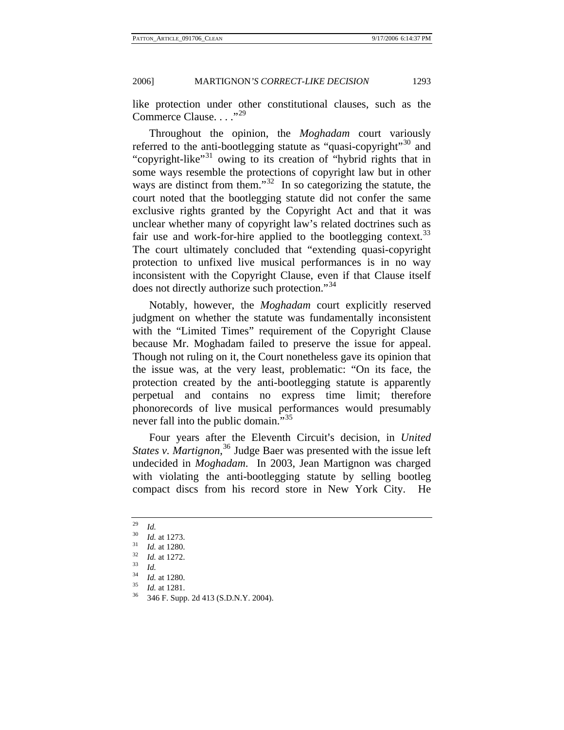like protection under other constitutional clauses, such as the Commerce Clause. . . ."[29]

Throughout the opinion, the *Moghadam* court variously referred to the anti-bootlegging statute as "quasi-copyright"[30] and "copyright-like"[31] owing to its creation of "hybrid rights that in some ways resemble the protections of copyright law but in other ways are distinct from them."[32] In so categorizing the statute, the court noted that the bootlegging statute did not confer the same exclusive rights granted by the Copyright Act and that it was unclear whether many of copyright law's related doctrines such as fair use and work-for-hire applied to the bootlegging context.[33] The court ultimately concluded that "extending quasi-copyright protection to unfixed live musical performances is in no way inconsistent with the Copyright Clause, even if that Clause itself does not directly authorize such protection."[34]

Notably, however, the *Moghadam* court explicitly reserved judgment on whether the statute was fundamentally inconsistent with the "Limited Times" requirement of the Copyright Clause because Mr. Moghadam failed to preserve the issue for appeal. Though not ruling on it, the Court nonetheless gave its opinion that the issue was, at the very least, problematic: "On its face, the protection created by the anti-bootlegging statute is apparently perpetual and contains no express time limit; therefore phonorecords of live musical performances would presumably never fall into the public domain."[35]

Four years after the Eleventh Circuit's decision, in *United States v. Martignon*,[36] Judge Baer was presented with the issue left undecided in *Moghadam*. In 2003, Jean Martignon was charged with violating the anti-bootlegging statute by selling bootleg compact discs from his record store in New York City. He

---

[29] *Id.*

[30] *Id.* at 1273.

[31] *Id.* at 1280.

[32] *Id.* at 1272.

[33] *Id.*

[34] *Id.* at 1280.

[35] *Id.* at 1281.

[36] 346 F. Supp. 2d 413 (S.D.N.Y. 2004).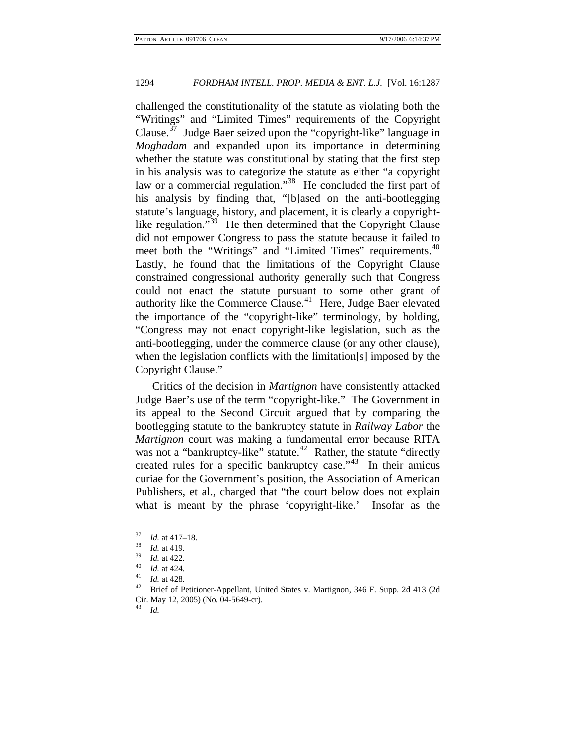challenged the constitutionality of the statute as violating both the "Writings" and "Limited Times" requirements of the Copyright Clause.[37] Judge Baer seized upon the "copyright-like" language in *Moghadam* and expanded upon its importance in determining whether the statute was constitutional by stating that the first step in his analysis was to categorize the statute as either "a copyright law or a commercial regulation."[38] He concluded the first part of his analysis by finding that, "[b]ased on the anti-bootlegging statute's language, history, and placement, it is clearly a copyright-like regulation."[39] He then determined that the Copyright Clause did not empower Congress to pass the statute because it failed to meet both the "Writings" and "Limited Times" requirements.[40] Lastly, he found that the limitations of the Copyright Clause constrained congressional authority generally such that Congress could not enact the statute pursuant to some other grant of authority like the Commerce Clause.[41] Here, Judge Baer elevated the importance of the "copyright-like" terminology, by holding, "Congress may not enact copyright-like legislation, such as the anti-bootlegging, under the commerce clause (or any other clause), when the legislation conflicts with the limitation[s] imposed by the Copyright Clause."

Critics of the decision in *Martignon* have consistently attacked Judge Baer's use of the term "copyright-like." The Government in its appeal to the Second Circuit argued that by comparing the bootlegging statute to the bankruptcy statute in *Railway Labor* the *Martignon* court was making a fundamental error because RITA was not a "bankruptcy-like" statute.[42] Rather, the statute "directly created rules for a specific bankruptcy case."[43] In their amicus curiae for the Government's position, the Association of American Publishers, et al., charged that "the court below does not explain what is meant by the phrase 'copyright-like.' Insofar as the

---

[37] *Id.* at 417–18.

[38] *Id.* at 419.

[39] *Id.* at 422.

[40] *Id.* at 424.

[41] *Id.* at 428.

[42] Brief of Petitioner-Appellant, United States v. Martignon, 346 F. Supp. 2d 413 (2d Cir. May 12, 2005) (No. 04-5649-cr).

[43] *Id.*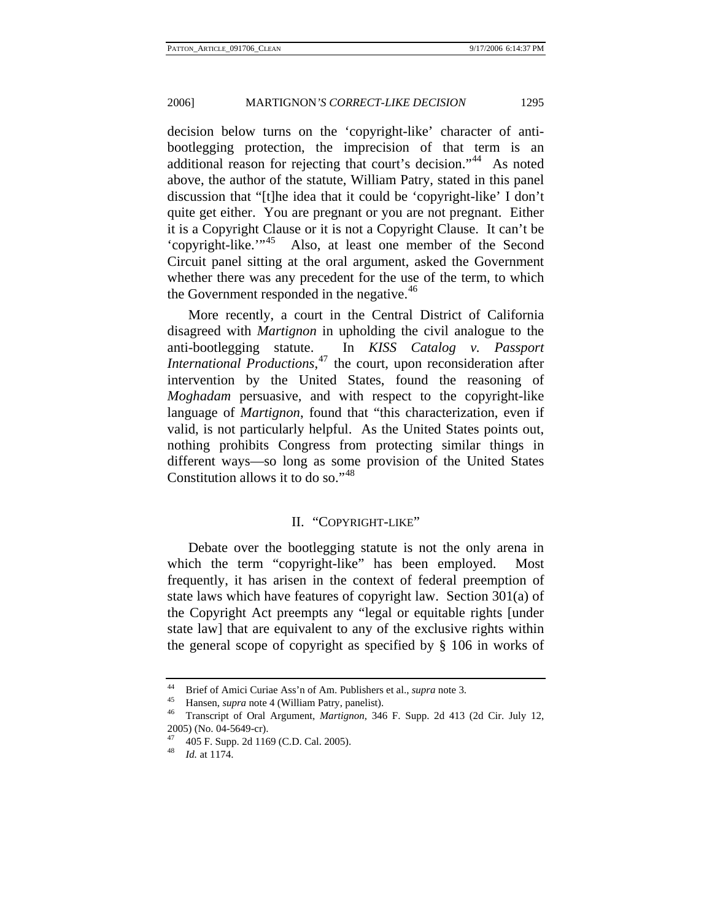decision below turns on the 'copyright-like' character of anti-bootlegging protection, the imprecision of that term is an additional reason for rejecting that court's decision."[44] As noted above, the author of the statute, William Patry, stated in this panel discussion that "[t]he idea that it could be 'copyright-like' I don't quite get either. You are pregnant or you are not pregnant. Either it is a Copyright Clause or it is not a Copyright Clause. It can't be 'copyright-like.'"[45] Also, at least one member of the Second Circuit panel sitting at the oral argument, asked the Government whether there was any precedent for the use of the term, to which the Government responded in the negative.[46]

More recently, a court in the Central District of California disagreed with *Martignon* in upholding the civil analogue to the anti-bootlegging statute. In *KISS Catalog v. Passport International Productions*,[47] the court, upon reconsideration after intervention by the United States, found the reasoning of *Moghadam* persuasive, and with respect to the copyright-like language of *Martignon*, found that "this characterization, even if valid, is not particularly helpful. As the United States points out, nothing prohibits Congress from protecting similar things in different ways—so long as some provision of the United States Constitution allows it to do so."[48]

## II. "COPYRIGHT-LIKE"

Debate over the bootlegging statute is not the only arena in which the term "copyright-like" has been employed. Most frequently, it has arisen in the context of federal preemption of state laws which have features of copyright law. Section 301(a) of the Copyright Act preempts any "legal or equitable rights [under state law] that are equivalent to any of the exclusive rights within the general scope of copyright as specified by § 106 in works of

---

[44] Brief of Amici Curiae Ass'n of Am. Publishers et al., *supra* note 3.

[45] Hansen, *supra* note 4 (William Patry, panelist).

[46] Transcript of Oral Argument, *Martignon*, 346 F. Supp. 2d 413 (2d Cir. July 12, 2005) (No. 04-5649-cr).

[47] 405 F. Supp. 2d 1169 (C.D. Cal. 2005).

[48] *Id.* at 1174.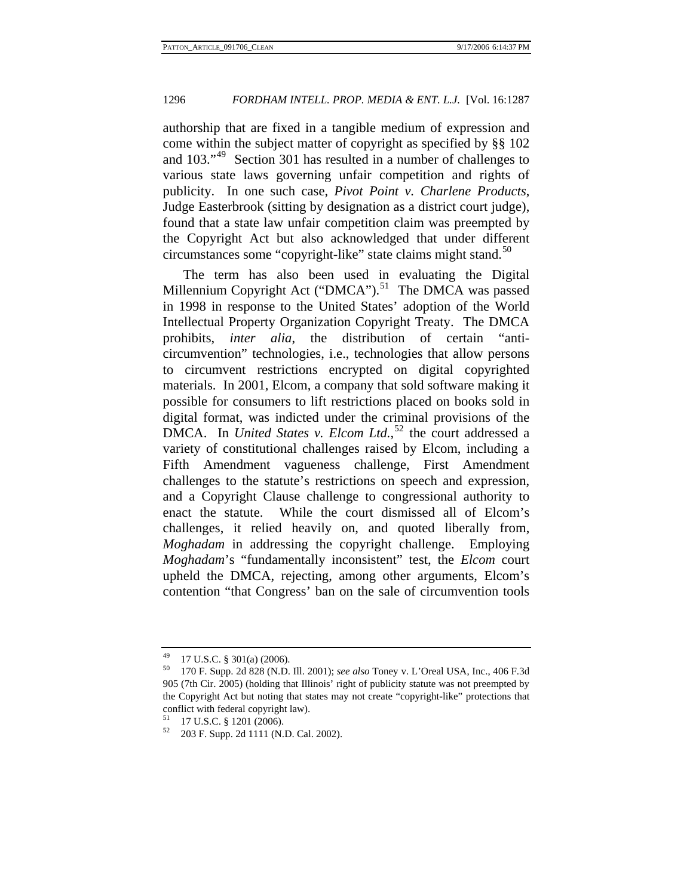authorship that are fixed in a tangible medium of expression and come within the subject matter of copyright as specified by §§ 102 and 103."[49] Section 301 has resulted in a number of challenges to various state laws governing unfair competition and rights of publicity. In one such case, *Pivot Point v. Charlene Products*, Judge Easterbrook (sitting by designation as a district court judge), found that a state law unfair competition claim was preempted by the Copyright Act but also acknowledged that under different circumstances some "copyright-like" state claims might stand.[50]

The term has also been used in evaluating the Digital Millennium Copyright Act ("DMCA").[51] The DMCA was passed in 1998 in response to the United States' adoption of the World Intellectual Property Organization Copyright Treaty. The DMCA prohibits, *inter alia*, the distribution of certain "anti-circumvention" technologies, i.e., technologies that allow persons to circumvent restrictions encrypted on digital copyrighted materials. In 2001, Elcom, a company that sold software making it possible for consumers to lift restrictions placed on books sold in digital format, was indicted under the criminal provisions of the DMCA. In *United States v. Elcom Ltd.*,[52] the court addressed a variety of constitutional challenges raised by Elcom, including a Fifth Amendment vagueness challenge, First Amendment challenges to the statute's restrictions on speech and expression, and a Copyright Clause challenge to congressional authority to enact the statute. While the court dismissed all of Elcom's challenges, it relied heavily on, and quoted liberally from, *Moghadam* in addressing the copyright challenge. Employing *Moghadam*'s "fundamentally inconsistent" test, the *Elcom* court upheld the DMCA, rejecting, among other arguments, Elcom's contention "that Congress' ban on the sale of circumvention tools

---

[49] 17 U.S.C. § 301(a) (2006).

[50] 170 F. Supp. 2d 828 (N.D. Ill. 2001); *see also* Toney v. L'Oreal USA, Inc., 406 F.3d 905 (7th Cir. 2005) (holding that Illinois' right of publicity statute was not preempted by the Copyright Act but noting that states may not create "copyright-like" protections that conflict with federal copyright law).

[51] 17 U.S.C. § 1201 (2006).

[52] 203 F. Supp. 2d 1111 (N.D. Cal. 2002).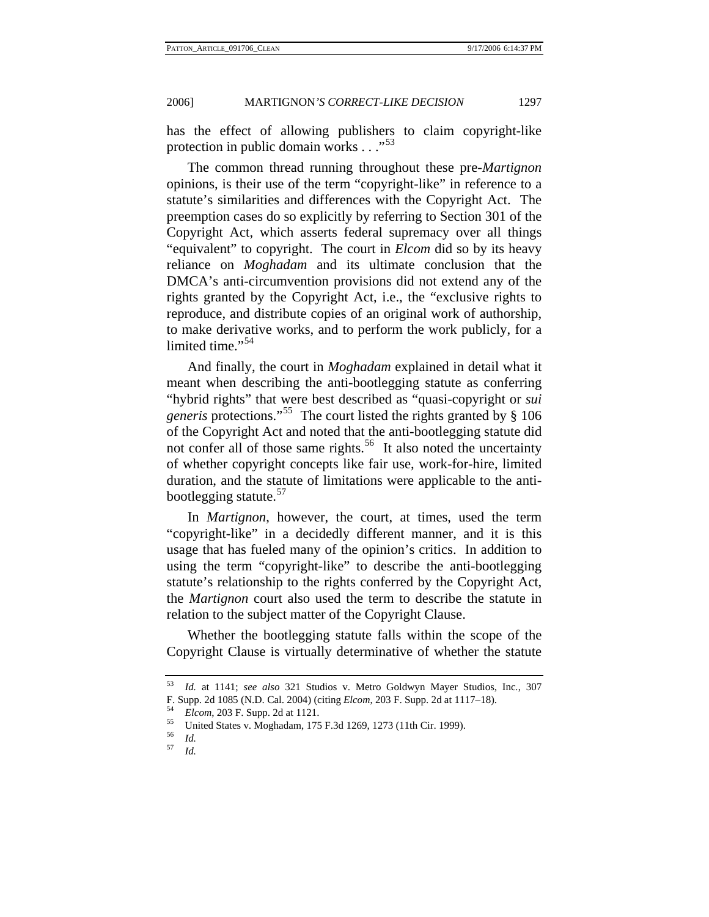has the effect of allowing publishers to claim copyright-like protection in public domain works . . ."[53]

The common thread running throughout these pre-*Martignon* opinions, is their use of the term "copyright-like" in reference to a statute's similarities and differences with the Copyright Act. The preemption cases do so explicitly by referring to Section 301 of the Copyright Act, which asserts federal supremacy over all things "equivalent" to copyright. The court in *Elcom* did so by its heavy reliance on *Moghadam* and its ultimate conclusion that the DMCA's anti-circumvention provisions did not extend any of the rights granted by the Copyright Act, i.e., the "exclusive rights to reproduce, and distribute copies of an original work of authorship, to make derivative works, and to perform the work publicly, for a limited time."[54]

And finally, the court in *Moghadam* explained in detail what it meant when describing the anti-bootlegging statute as conferring "hybrid rights" that were best described as "quasi-copyright or *sui generis* protections."[55] The court listed the rights granted by § 106 of the Copyright Act and noted that the anti-bootlegging statute did not confer all of those same rights.[56] It also noted the uncertainty of whether copyright concepts like fair use, work-for-hire, limited duration, and the statute of limitations were applicable to the anti-bootlegging statute.[57]

In *Martignon*, however, the court, at times, used the term "copyright-like" in a decidedly different manner, and it is this usage that has fueled many of the opinion's critics. In addition to using the term "copyright-like" to describe the anti-bootlegging statute's relationship to the rights conferred by the Copyright Act, the *Martignon* court also used the term to describe the statute in relation to the subject matter of the Copyright Clause.

Whether the bootlegging statute falls within the scope of the Copyright Clause is virtually determinative of whether the statute

---

[53] *Id.* at 1141; *see also* 321 Studios v. Metro Goldwyn Mayer Studios, Inc., 307 F. Supp. 2d 1085 (N.D. Cal. 2004) (citing *Elcom*, 203 F. Supp. 2d at 1117–18).

[54] *Elcom*, 203 F. Supp. 2d at 1121.

[55] United States v. Moghadam, 175 F.3d 1269, 1273 (11th Cir. 1999).

[56] *Id.*

[57] *Id.*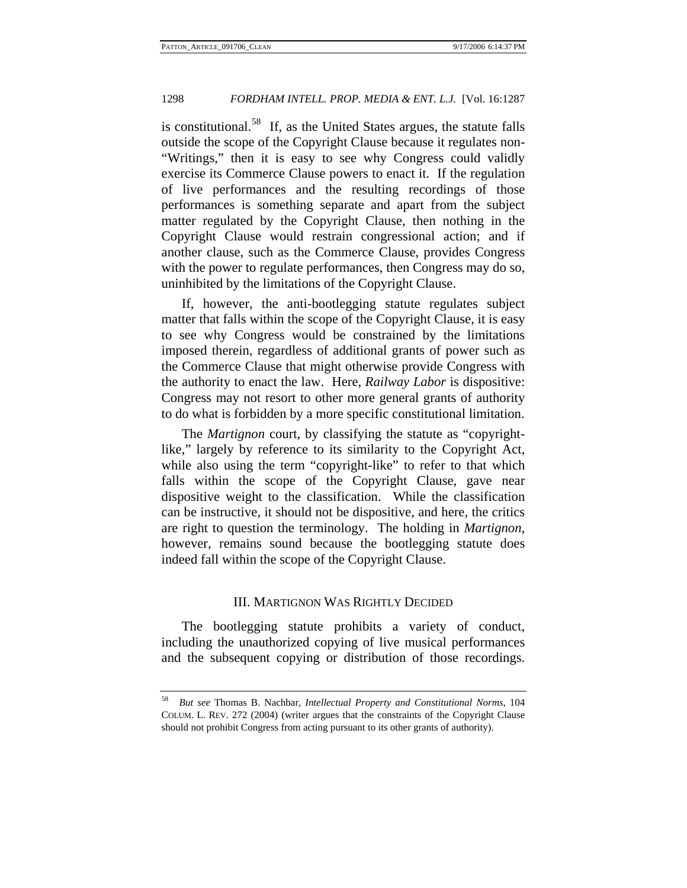is constitutional.[58] If, as the United States argues, the statute falls outside the scope of the Copyright Clause because it regulates non-"Writings," then it is easy to see why Congress could validly exercise its Commerce Clause powers to enact it. If the regulation of live performances and the resulting recordings of those performances is something separate and apart from the subject matter regulated by the Copyright Clause, then nothing in the Copyright Clause would restrain congressional action; and if another clause, such as the Commerce Clause, provides Congress with the power to regulate performances, then Congress may do so, uninhibited by the limitations of the Copyright Clause.

If, however, the anti-bootlegging statute regulates subject matter that falls within the scope of the Copyright Clause, it is easy to see why Congress would be constrained by the limitations imposed therein, regardless of additional grants of power such as the Commerce Clause that might otherwise provide Congress with the authority to enact the law. Here, *Railway Labor* is dispositive: Congress may not resort to other more general grants of authority to do what is forbidden by a more specific constitutional limitation.

The *Martignon* court, by classifying the statute as "copyright-like," largely by reference to its similarity to the Copyright Act, while also using the term "copyright-like" to refer to that which falls within the scope of the Copyright Clause, gave near dispositive weight to the classification. While the classification can be instructive, it should not be dispositive, and here, the critics are right to question the terminology. The holding in *Martignon*, however, remains sound because the bootlegging statute does indeed fall within the scope of the Copyright Clause.

## III. Martignon Was Rightly Decided

The bootlegging statute prohibits a variety of conduct, including the unauthorized copying of live musical performances and the subsequent copying or distribution of those recordings.

[58] *But see* Thomas B. Nachbar, *Intellectual Property and Constitutional Norms*, 104 COLUM. L. REV. 272 (2004) (writer argues that the constraints of the Copyright Clause should not prohibit Congress from acting pursuant to its other grants of authority).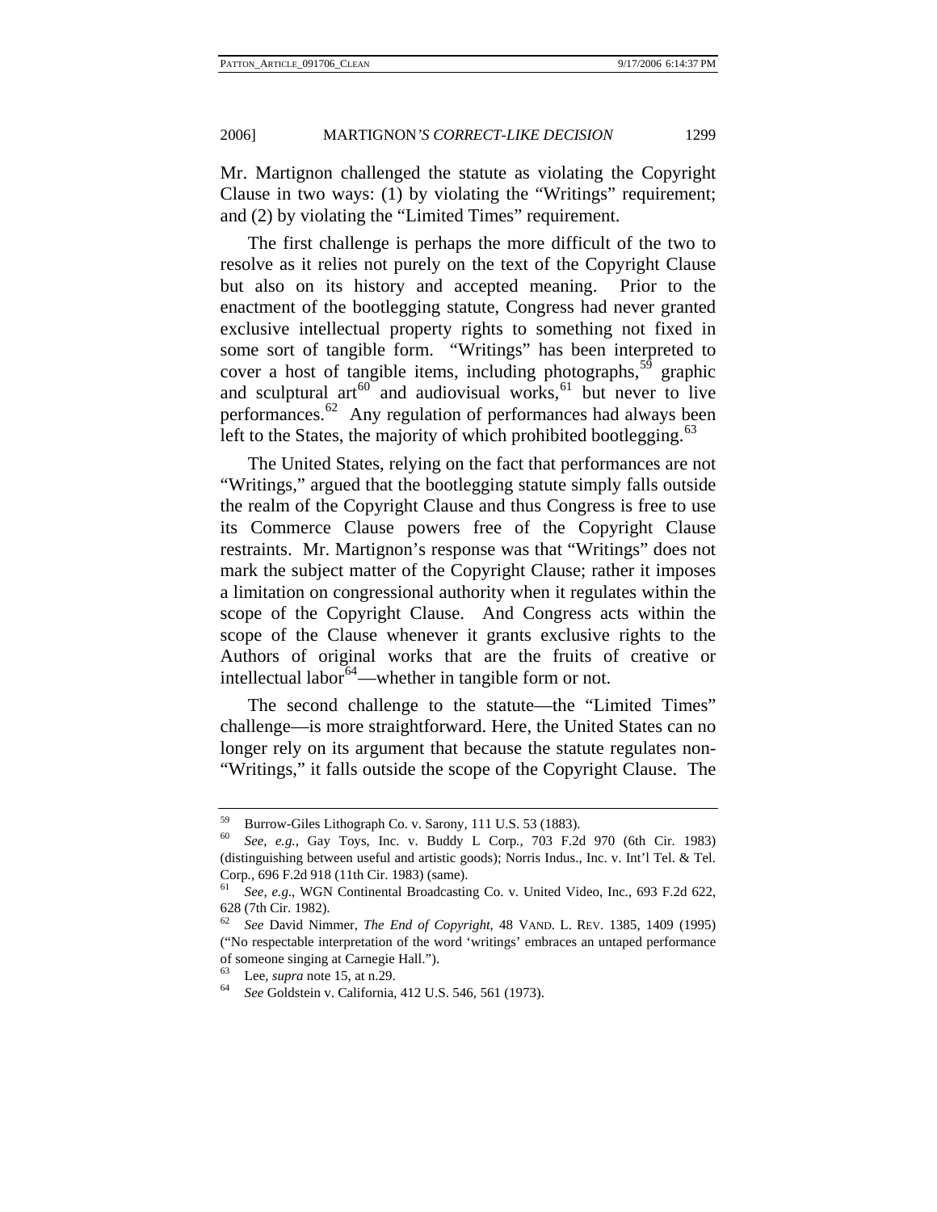Mr. Martignon challenged the statute as violating the Copyright Clause in two ways: (1) by violating the "Writings" requirement; and (2) by violating the "Limited Times" requirement.

The first challenge is perhaps the more difficult of the two to resolve as it relies not purely on the text of the Copyright Clause but also on its history and accepted meaning. Prior to the enactment of the bootlegging statute, Congress had never granted exclusive intellectual property rights to something not fixed in some sort of tangible form. "Writings" has been interpreted to cover a host of tangible items, including photographs,[59] graphic and sculptural art[60] and audiovisual works,[61] but never to live performances.[62] Any regulation of performances had always been left to the States, the majority of which prohibited bootlegging.[63]

The United States, relying on the fact that performances are not "Writings," argued that the bootlegging statute simply falls outside the realm of the Copyright Clause and thus Congress is free to use its Commerce Clause powers free of the Copyright Clause restraints. Mr. Martignon's response was that "Writings" does not mark the subject matter of the Copyright Clause; rather it imposes a limitation on congressional authority when it regulates within the scope of the Copyright Clause. And Congress acts within the scope of the Clause whenever it grants exclusive rights to the Authors of original works that are the fruits of creative or intellectual labor[64]—whether in tangible form or not.

The second challenge to the statute—the "Limited Times" challenge—is more straightforward. Here, the United States can no longer rely on its argument that because the statute regulates non-"Writings," it falls outside the scope of the Copyright Clause. The

---

[59] Burrow-Giles Lithograph Co. v. Sarony, 111 U.S. 53 (1883).

[60] *See, e.g.*, Gay Toys, Inc. v. Buddy L Corp., 703 F.2d 970 (6th Cir. 1983) (distinguishing between useful and artistic goods); Norris Indus., Inc. v. Int'l Tel. & Tel. Corp., 696 F.2d 918 (11th Cir. 1983) (same).

[61] *See, e.g.*, WGN Continental Broadcasting Co. v. United Video, Inc., 693 F.2d 622, 628 (7th Cir. 1982).

[62] *See* David Nimmer, *The End of Copyright*, 48 VAND. L. REV. 1385, 1409 (1995) ("No respectable interpretation of the word 'writings' embraces an untaped performance of someone singing at Carnegie Hall.").

[63] Lee, *supra* note 15, at n.29.

[64] *See* Goldstein v. California, 412 U.S. 546, 561 (1973).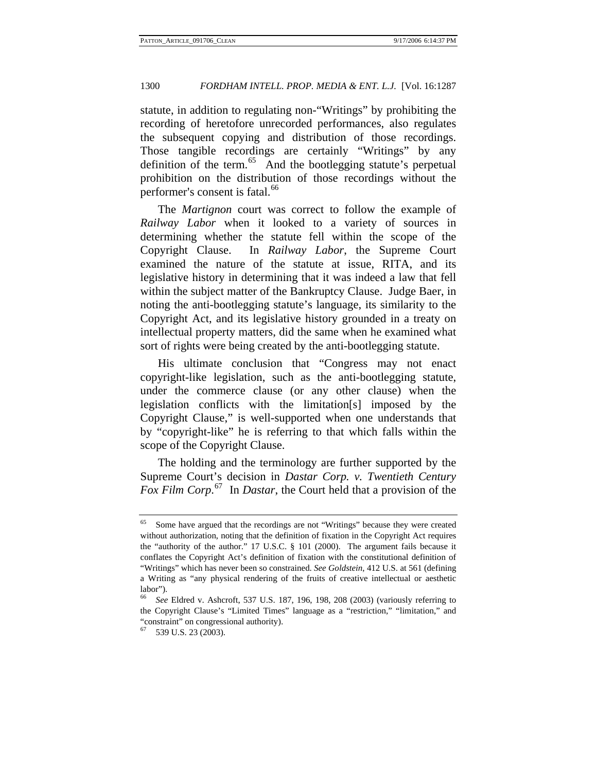statute, in addition to regulating non-"Writings" by prohibiting the recording of heretofore unrecorded performances, also regulates the subsequent copying and distribution of those recordings. Those tangible recordings are certainly "Writings" by any definition of the term.[65] And the bootlegging statute's perpetual prohibition on the distribution of those recordings without the performer's consent is fatal.[66]

The *Martignon* court was correct to follow the example of *Railway Labor* when it looked to a variety of sources in determining whether the statute fell within the scope of the Copyright Clause. In *Railway Labor*, the Supreme Court examined the nature of the statute at issue, RITA, and its legislative history in determining that it was indeed a law that fell within the subject matter of the Bankruptcy Clause. Judge Baer, in noting the anti-bootlegging statute's language, its similarity to the Copyright Act, and its legislative history grounded in a treaty on intellectual property matters, did the same when he examined what sort of rights were being created by the anti-bootlegging statute.

His ultimate conclusion that "Congress may not enact copyright-like legislation, such as the anti-bootlegging statute, under the commerce clause (or any other clause) when the legislation conflicts with the limitation[s] imposed by the Copyright Clause," is well-supported when one understands that by "copyright-like" he is referring to that which falls within the scope of the Copyright Clause.

The holding and the terminology are further supported by the Supreme Court's decision in *Dastar Corp. v. Twentieth Century Fox Film Corp.*[67] In *Dastar*, the Court held that a provision of the

---

[65] Some have argued that the recordings are not "Writings" because they were created without authorization, noting that the definition of fixation in the Copyright Act requires the "authority of the author." 17 U.S.C. § 101 (2000). The argument fails because it conflates the Copyright Act's definition of fixation with the constitutional definition of "Writings" which has never been so constrained. *See Goldstein*, 412 U.S. at 561 (defining a Writing as "any physical rendering of the fruits of creative intellectual or aesthetic labor").

[66] *See* Eldred v. Ashcroft, 537 U.S. 187, 196, 198, 208 (2003) (variously referring to the Copyright Clause's "Limited Times" language as a "restriction," "limitation," and "constraint" on congressional authority).

[67] 539 U.S. 23 (2003).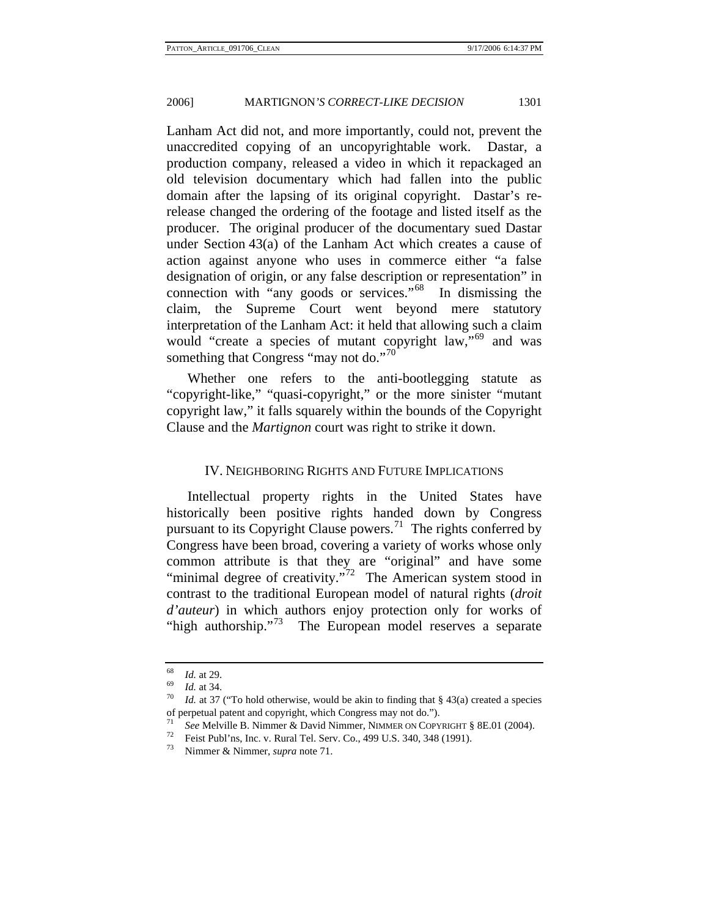Lanham Act did not, and more importantly, could not, prevent the unaccredited copying of an uncopyrightable work. Dastar, a production company, released a video in which it repackaged an old television documentary which had fallen into the public domain after the lapsing of its original copyright. Dastar's re-release changed the ordering of the footage and listed itself as the producer. The original producer of the documentary sued Dastar under Section 43(a) of the Lanham Act which creates a cause of action against anyone who uses in commerce either "a false designation of origin, or any false description or representation" in connection with "any goods or services."[68] In dismissing the claim, the Supreme Court went beyond mere statutory interpretation of the Lanham Act: it held that allowing such a claim would "create a species of mutant copyright law,"[69] and was something that Congress "may not do."[70]

Whether one refers to the anti-bootlegging statute as "copyright-like," "quasi-copyright," or the more sinister "mutant copyright law," it falls squarely within the bounds of the Copyright Clause and the *Martignon* court was right to strike it down.

## IV. NEIGHBORING RIGHTS AND FUTURE IMPLICATIONS

Intellectual property rights in the United States have historically been positive rights handed down by Congress pursuant to its Copyright Clause powers.[71] The rights conferred by Congress have been broad, covering a variety of works whose only common attribute is that they are "original" and have some "minimal degree of creativity."[72] The American system stood in contrast to the traditional European model of natural rights (*droit d'auteur*) in which authors enjoy protection only for works of "high authorship."[73] The European model reserves a separate

---

68 *Id.* at 29.

69 *Id.* at 34.

70 *Id.* at 37 ("To hold otherwise, would be akin to finding that § 43(a) created a species of perpetual patent and copyright, which Congress may not do.").

71 *See* Melville B. Nimmer & David Nimmer, NIMMER ON COPYRIGHT § 8E.01 (2004).

72 Feist Publ'ns, Inc. v. Rural Tel. Serv. Co., 499 U.S. 340, 348 (1991).

73 Nimmer & Nimmer, *supra* note 71.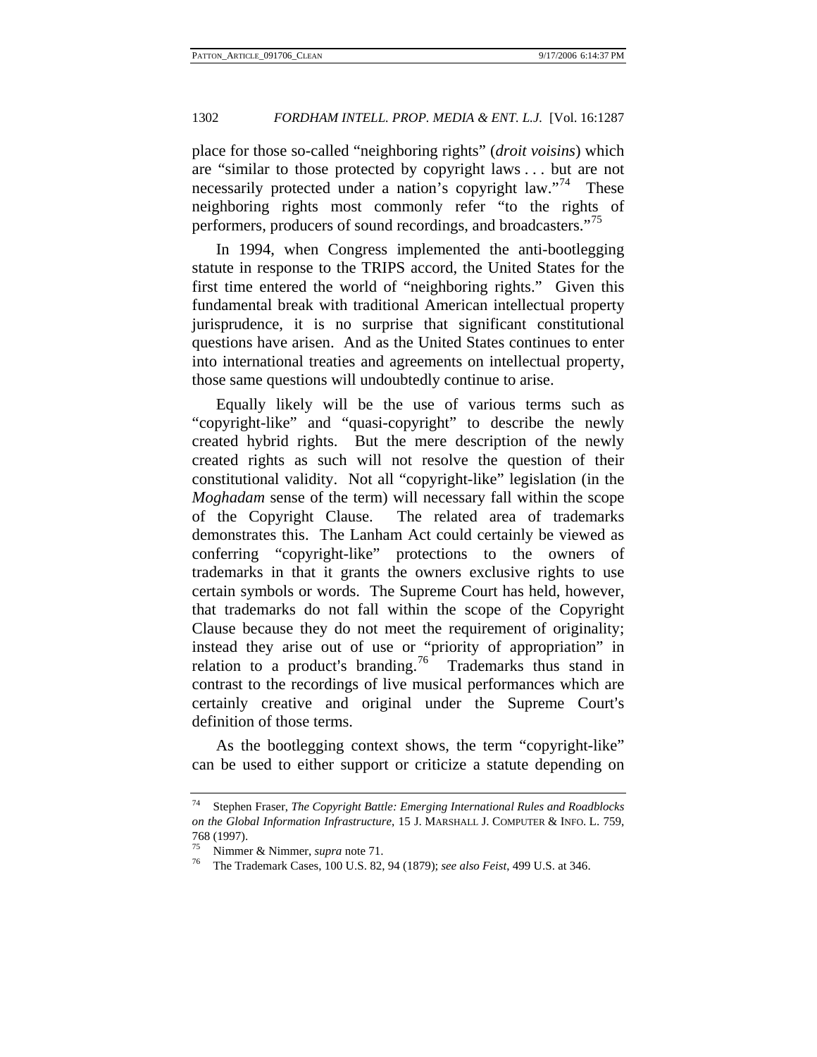place for those so-called "neighboring rights" (*droit voisins*) which are "similar to those protected by copyright laws . . . but are not necessarily protected under a nation's copyright law."[74] These neighboring rights most commonly refer "to the rights of performers, producers of sound recordings, and broadcasters."[75]

In 1994, when Congress implemented the anti-bootlegging statute in response to the TRIPS accord, the United States for the first time entered the world of "neighboring rights." Given this fundamental break with traditional American intellectual property jurisprudence, it is no surprise that significant constitutional questions have arisen. And as the United States continues to enter into international treaties and agreements on intellectual property, those same questions will undoubtedly continue to arise.

Equally likely will be the use of various terms such as "copyright-like" and "quasi-copyright" to describe the newly created hybrid rights. But the mere description of the newly created rights as such will not resolve the question of their constitutional validity. Not all "copyright-like" legislation (in the *Moghadam* sense of the term) will necessary fall within the scope of the Copyright Clause. The related area of trademarks demonstrates this. The Lanham Act could certainly be viewed as conferring "copyright-like" protections to the owners of trademarks in that it grants the owners exclusive rights to use certain symbols or words. The Supreme Court has held, however, that trademarks do not fall within the scope of the Copyright Clause because they do not meet the requirement of originality; instead they arise out of use or "priority of appropriation" in relation to a product's branding.[76] Trademarks thus stand in contrast to the recordings of live musical performances which are certainly creative and original under the Supreme Court's definition of those terms.

As the bootlegging context shows, the term "copyright-like" can be used to either support or criticize a statute depending on

---

[74] Stephen Fraser, *The Copyright Battle: Emerging International Rules and Roadblocks on the Global Information Infrastructure*, 15 J. MARSHALL J. COMPUTER & INFO. L. 759, 768 (1997).

[75] Nimmer & Nimmer, *supra* note 71.

[76] The Trademark Cases, 100 U.S. 82, 94 (1879); *see also Feist*, 499 U.S. at 346.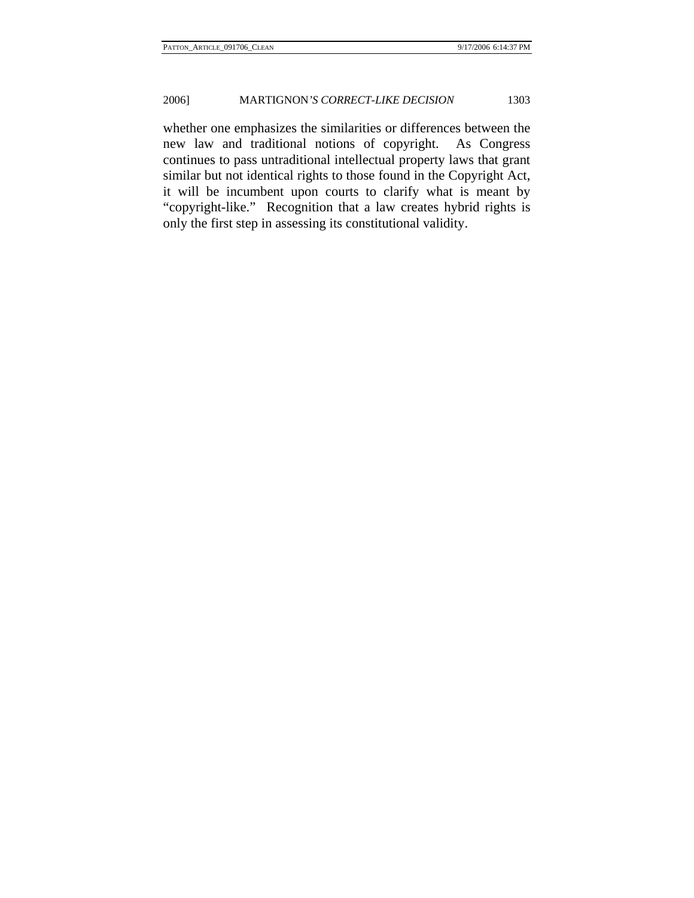whether one emphasizes the similarities or differences between the new law and traditional notions of copyright. As Congress continues to pass untraditional intellectual property laws that grant similar but not identical rights to those found in the Copyright Act, it will be incumbent upon courts to clarify what is meant by "copyright-like." Recognition that a law creates hybrid rights is only the first step in assessing its constitutional validity.